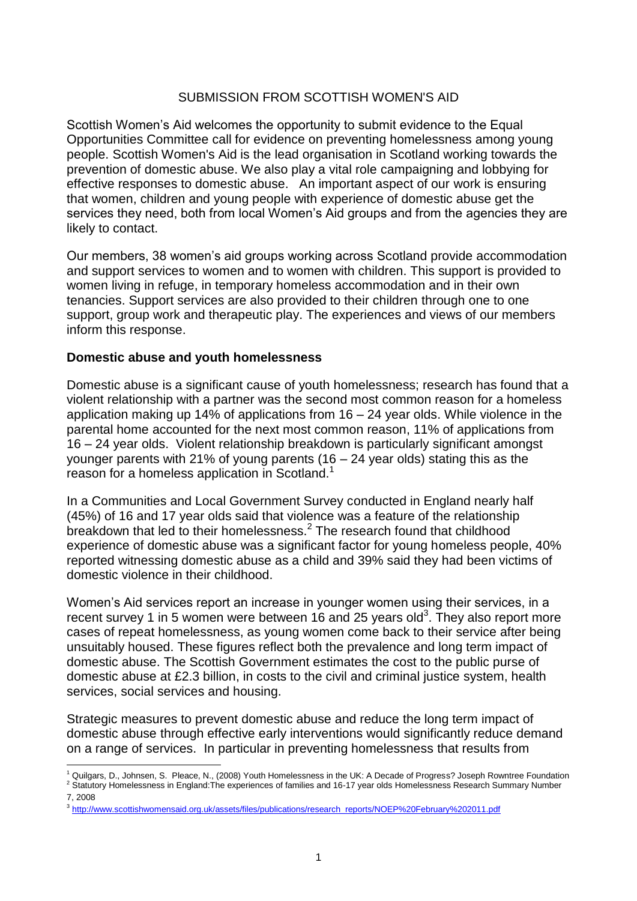SUBMISSION FROM SCOTTISH WOMEN'S AID

Scottish Women's Aid welcomes the opportunity to submit evidence to the Equal Opportunities Committee call for evidence on preventing homelessness among young people. Scottish Women's Aid is the lead organisation in Scotland working towards the prevention of domestic abuse. We also play a vital role campaigning and lobbying for effective responses to domestic abuse. An important aspect of our work is ensuring that women, children and young people with experience of domestic abuse get the services they need, both from local Women's Aid groups and from the agencies they are likely to contact.

Our members, 38 women's aid groups working across Scotland provide accommodation and support services to women and to women with children. This support is provided to women living in refuge, in temporary homeless accommodation and in their own tenancies. Support services are also provided to their children through one to one support, group work and therapeutic play. The experiences and views of our members inform this response.

**Domestic abuse and youth homelessness**

Domestic abuse is a significant cause of youth homelessness; research has found that a violent relationship with a partner was the second most common reason for a homeless application making up 14% of applications from 16 – 24 year olds. While violence in the parental home accounted for the next most common reason, 11% of applications from 16 – 24 year olds. Violent relationship breakdown is particularly significant amongst younger parents with 21% of young parents (16 – 24 year olds) stating this as the reason for a homeless application in Scotland.[1]

In a Communities and Local Government Survey conducted in England nearly half (45%) of 16 and 17 year olds said that violence was a feature of the relationship breakdown that led to their homelessness.[2] The research found that childhood experience of domestic abuse was a significant factor for young homeless people, 40% reported witnessing domestic abuse as a child and 39% said they had been victims of domestic violence in their childhood.

Women's Aid services report an increase in younger women using their services, in a recent survey 1 in 5 women were between 16 and 25 years old[3]. They also report more cases of repeat homelessness, as young women come back to their service after being unsuitably housed. These figures reflect both the prevalence and long term impact of domestic abuse. The Scottish Government estimates the cost to the public purse of domestic abuse at £2.3 billion, in costs to the civil and criminal justice system, health services, social services and housing.

Strategic measures to prevent domestic abuse and reduce the long term impact of domestic abuse through effective early interventions would significantly reduce demand on a range of services. In particular in preventing homelessness that results from

---

[1] Quilgars, D., Johnsen, S. Pleace, N., (2008) Youth Homelessness in the UK: A Decade of Progress? Joseph Rowntree Foundation

[2] Statutory Homelessness in England:The experiences of families and 16-17 year olds Homelessness Research Summary Number 7, 2008

[3] http://www.scottishwomensaid.org.uk/assets/files/publications/research_reports/NOEP%20February%202011.pdf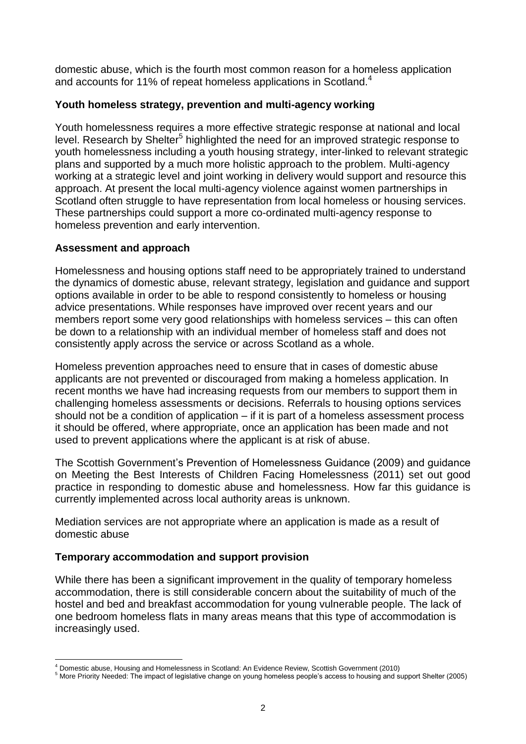domestic abuse, which is the fourth most common reason for a homeless application and accounts for 11% of repeat homeless applications in Scotland.[4]

### Youth homeless strategy, prevention and multi-agency working

Youth homelessness requires a more effective strategic response at national and local level. Research by Shelter[5] highlighted the need for an improved strategic response to youth homelessness including a youth housing strategy, inter-linked to relevant strategic plans and supported by a much more holistic approach to the problem. Multi-agency working at a strategic level and joint working in delivery would support and resource this approach. At present the local multi-agency violence against women partnerships in Scotland often struggle to have representation from local homeless or housing services. These partnerships could support a more co-ordinated multi-agency response to homeless prevention and early intervention.

### Assessment and approach

Homelessness and housing options staff need to be appropriately trained to understand the dynamics of domestic abuse, relevant strategy, legislation and guidance and support options available in order to be able to respond consistently to homeless or housing advice presentations. While responses have improved over recent years and our members report some very good relationships with homeless services – this can often be down to a relationship with an individual member of homeless staff and does not consistently apply across the service or across Scotland as a whole.

Homeless prevention approaches need to ensure that in cases of domestic abuse applicants are not prevented or discouraged from making a homeless application. In recent months we have had increasing requests from our members to support them in challenging homeless assessments or decisions. Referrals to housing options services should not be a condition of application – if it is part of a homeless assessment process it should be offered, where appropriate, once an application has been made and not used to prevent applications where the applicant is at risk of abuse.

The Scottish Government's Prevention of Homelessness Guidance (2009) and guidance on Meeting the Best Interests of Children Facing Homelessness (2011) set out good practice in responding to domestic abuse and homelessness. How far this guidance is currently implemented across local authority areas is unknown.

Mediation services are not appropriate where an application is made as a result of domestic abuse

### Temporary accommodation and support provision

While there has been a significant improvement in the quality of temporary homeless accommodation, there is still considerable concern about the suitability of much of the hostel and bed and breakfast accommodation for young vulnerable people. The lack of one bedroom homeless flats in many areas means that this type of accommodation is increasingly used.

---

[4] Domestic abuse, Housing and Homelessness in Scotland: An Evidence Review, Scottish Government (2010)

[5] More Priority Needed: The impact of legislative change on young homeless people's access to housing and support Shelter (2005)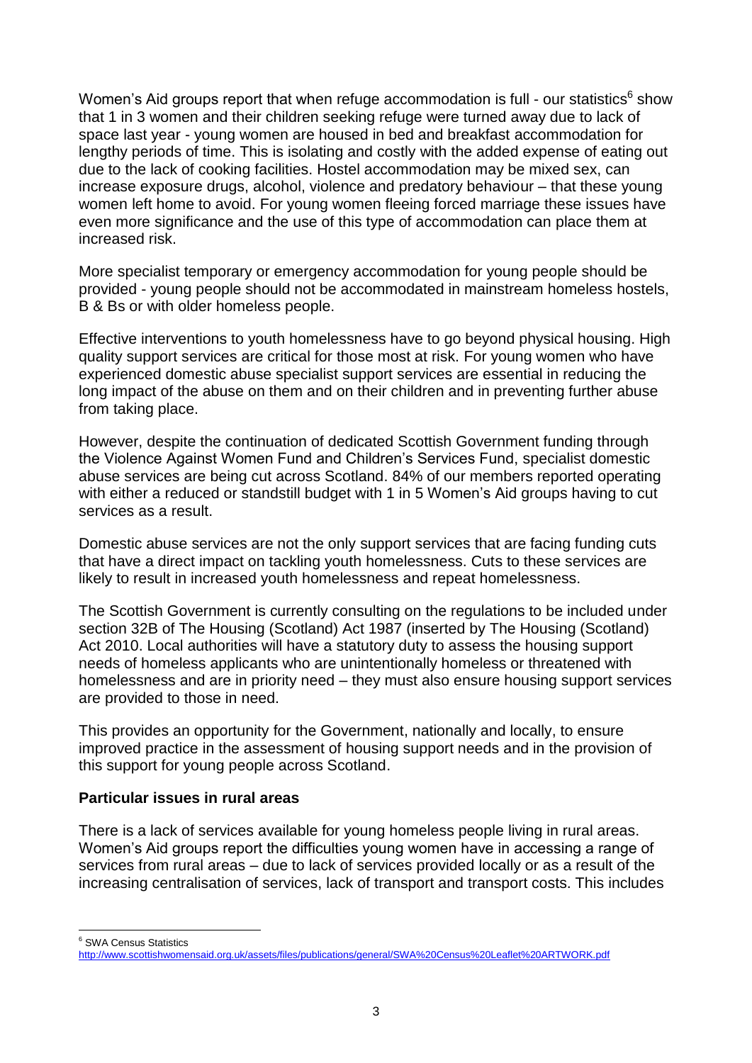Women's Aid groups report that when refuge accommodation is full - our statistics[6] show that 1 in 3 women and their children seeking refuge were turned away due to lack of space last year - young women are housed in bed and breakfast accommodation for lengthy periods of time. This is isolating and costly with the added expense of eating out due to the lack of cooking facilities. Hostel accommodation may be mixed sex, can increase exposure drugs, alcohol, violence and predatory behaviour – that these young women left home to avoid. For young women fleeing forced marriage these issues have even more significance and the use of this type of accommodation can place them at increased risk.

More specialist temporary or emergency accommodation for young people should be provided - young people should not be accommodated in mainstream homeless hostels, B & Bs or with older homeless people.

Effective interventions to youth homelessness have to go beyond physical housing. High quality support services are critical for those most at risk. For young women who have experienced domestic abuse specialist support services are essential in reducing the long impact of the abuse on them and on their children and in preventing further abuse from taking place.

However, despite the continuation of dedicated Scottish Government funding through the Violence Against Women Fund and Children's Services Fund, specialist domestic abuse services are being cut across Scotland. 84% of our members reported operating with either a reduced or standstill budget with 1 in 5 Women's Aid groups having to cut services as a result.

Domestic abuse services are not the only support services that are facing funding cuts that have a direct impact on tackling youth homelessness. Cuts to these services are likely to result in increased youth homelessness and repeat homelessness.

The Scottish Government is currently consulting on the regulations to be included under section 32B of The Housing (Scotland) Act 1987 (inserted by The Housing (Scotland) Act 2010. Local authorities will have a statutory duty to assess the housing support needs of homeless applicants who are unintentionally homeless or threatened with homelessness and are in priority need – they must also ensure housing support services are provided to those in need.

This provides an opportunity for the Government, nationally and locally, to ensure improved practice in the assessment of housing support needs and in the provision of this support for young people across Scotland.

**Particular issues in rural areas**

There is a lack of services available for young homeless people living in rural areas. Women's Aid groups report the difficulties young women have in accessing a range of services from rural areas – due to lack of services provided locally or as a result of the increasing centralisation of services, lack of transport and transport costs. This includes

[6] SWA Census Statistics
http://www.scottishwomensaid.org.uk/assets/files/publications/general/SWA%20Census%20Leaflet%20ARTWORK.pdf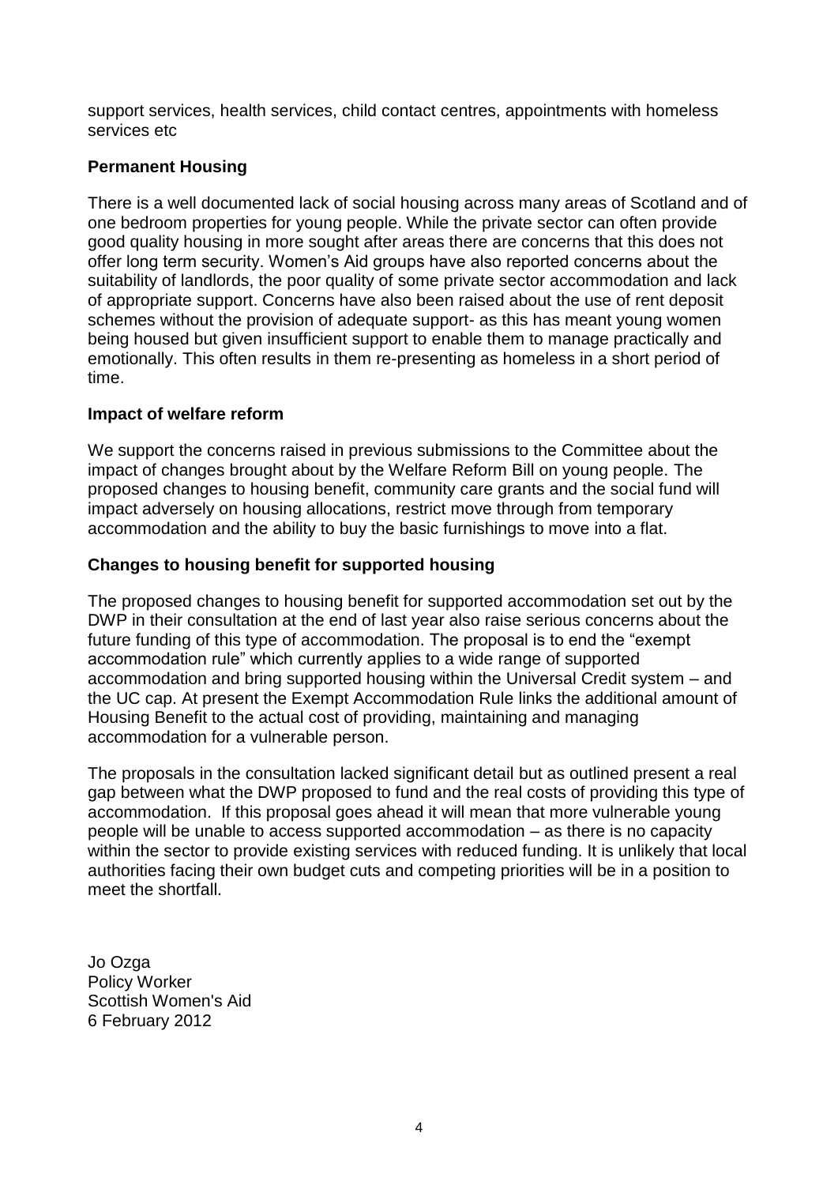support services, health services, child contact centres, appointments with homeless services etc

**Permanent Housing**

There is a well documented lack of social housing across many areas of Scotland and of one bedroom properties for young people. While the private sector can often provide good quality housing in more sought after areas there are concerns that this does not offer long term security. Women's Aid groups have also reported concerns about the suitability of landlords, the poor quality of some private sector accommodation and lack of appropriate support. Concerns have also been raised about the use of rent deposit schemes without the provision of adequate support- as this has meant young women being housed but given insufficient support to enable them to manage practically and emotionally. This often results in them re-presenting as homeless in a short period of time.

**Impact of welfare reform**

We support the concerns raised in previous submissions to the Committee about the impact of changes brought about by the Welfare Reform Bill on young people. The proposed changes to housing benefit, community care grants and the social fund will impact adversely on housing allocations, restrict move through from temporary accommodation and the ability to buy the basic furnishings to move into a flat.

**Changes to housing benefit for supported housing**

The proposed changes to housing benefit for supported accommodation set out by the DWP in their consultation at the end of last year also raise serious concerns about the future funding of this type of accommodation. The proposal is to end the "exempt accommodation rule" which currently applies to a wide range of supported accommodation and bring supported housing within the Universal Credit system – and the UC cap. At present the Exempt Accommodation Rule links the additional amount of Housing Benefit to the actual cost of providing, maintaining and managing accommodation for a vulnerable person.

The proposals in the consultation lacked significant detail but as outlined present a real gap between what the DWP proposed to fund and the real costs of providing this type of accommodation. If this proposal goes ahead it will mean that more vulnerable young people will be unable to access supported accommodation – as there is no capacity within the sector to provide existing services with reduced funding. It is unlikely that local authorities facing their own budget cuts and competing priorities will be in a position to meet the shortfall.

Jo Ozga  
Policy Worker  
Scottish Women's Aid  
6 February 2012